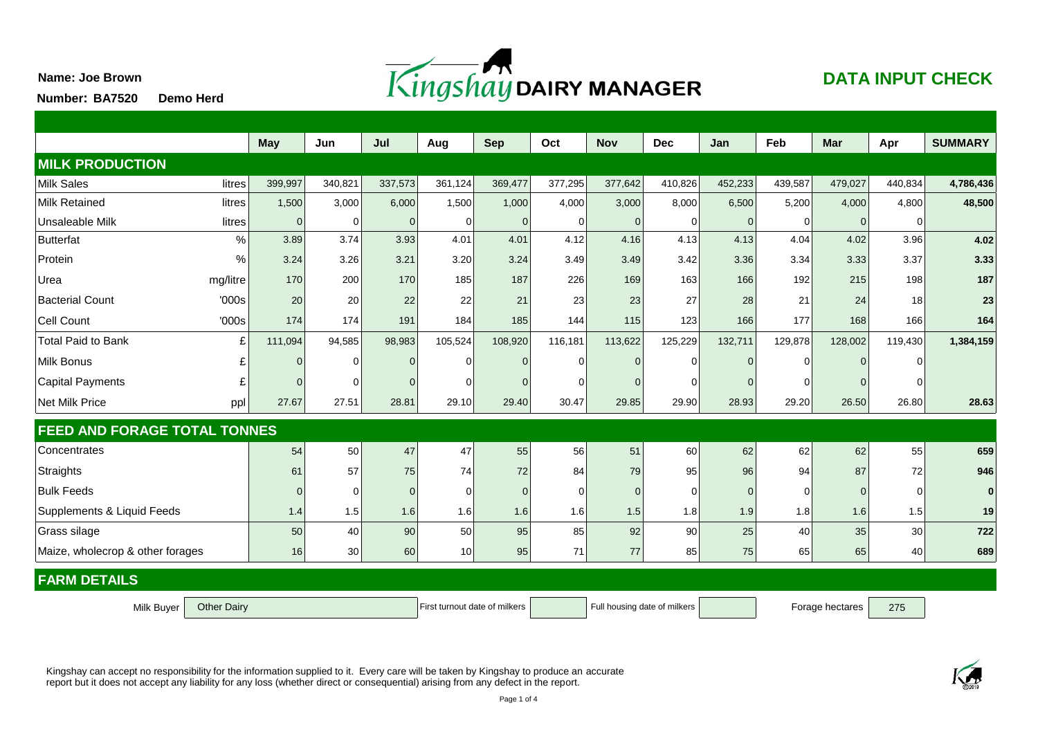Name: Joe Brown

Number: BA7520 **Demo Herd**

# Kingshay DAIRY MANAGER

## DATA INPUT CHECK

| | | May | Jun | Jul | Aug | Sep | Oct | Nov | Dec | Jan | Feb | Mar | Apr | SUMMARY |
|---|---|---|---|---|---|---|---|---|---|---|---|---|---|---|
| **MILK PRODUCTION** | | | | | | | | | | | | | | |
| Milk Sales | litres | 399,997 | 340,821 | 337,573 | 361,124 | 369,477 | 377,295 | 377,642 | 410,826 | 452,233 | 439,587 | 479,027 | 440,834 | **4,786,436** |
| Milk Retained | litres | 1,500 | 3,000 | 6,000 | 1,500 | 1,000 | 4,000 | 3,000 | 8,000 | 6,500 | 5,200 | 4,000 | 4,800 | **48,500** |
| Unsaleable Milk | litres | 0 | 0 | 0 | 0 | 0 | 0 | 0 | 0 | 0 | 0 | 0 | 0 | |
| Butterfat | % | 3.89 | 3.74 | 3.93 | 4.01 | 4.01 | 4.12 | 4.16 | 4.13 | 4.13 | 4.04 | 4.02 | 3.96 | **4.02** |
| Protein | % | 3.24 | 3.26 | 3.21 | 3.20 | 3.24 | 3.49 | 3.49 | 3.42 | 3.36 | 3.34 | 3.33 | 3.37 | **3.33** |
| Urea | mg/litre | 170 | 200 | 170 | 185 | 187 | 226 | 169 | 163 | 166 | 192 | 215 | 198 | **187** |
| Bacterial Count | '000s | 20 | 20 | 22 | 22 | 21 | 23 | 23 | 27 | 28 | 21 | 24 | 18 | **23** |
| Cell Count | '000s | 174 | 174 | 191 | 184 | 185 | 144 | 115 | 123 | 166 | 177 | 168 | 166 | **164** |
| Total Paid to Bank | £ | 111,094 | 94,585 | 98,983 | 105,524 | 108,920 | 116,181 | 113,622 | 125,229 | 132,711 | 129,878 | 128,002 | 119,430 | **1,384,159** |
| Milk Bonus | £ | 0 | 0 | 0 | 0 | 0 | 0 | 0 | 0 | 0 | 0 | 0 | 0 | |
| Capital Payments | £ | 0 | 0 | 0 | 0 | 0 | 0 | 0 | 0 | 0 | 0 | 0 | 0 | |
| Net Milk Price | ppl | 27.67 | 27.51 | 28.81 | 29.10 | 29.40 | 30.47 | 29.85 | 29.90 | 28.93 | 29.20 | 26.50 | 26.80 | **28.63** |
| **FEED AND FORAGE TOTAL TONNES** | | | | | | | | | | | | | | |
| Concentrates | | 54 | 50 | 47 | 47 | 55 | 56 | 51 | 60 | 62 | 62 | 62 | 55 | **659** |
| Straights | | 61 | 57 | 75 | 74 | 72 | 84 | 79 | 95 | 96 | 94 | 87 | 72 | **946** |
| Bulk Feeds | | 0 | 0 | 0 | 0 | 0 | 0 | 0 | 0 | 0 | 0 | 0 | 0 | **0** |
| Supplements & Liquid Feeds | | 1.4 | 1.5 | 1.6 | 1.6 | 1.6 | 1.6 | 1.5 | 1.8 | 1.9 | 1.8 | 1.6 | 1.5 | **19** |
| Grass silage | | 50 | 40 | 90 | 50 | 95 | 85 | 92 | 90 | 25 | 40 | 35 | 30 | **722** |
| Maize, wholecrop & other forages | | 16 | 30 | 60 | 10 | 95 | 71 | 77 | 85 | 75 | 65 | 65 | 40 | **689** |

## FARM DETAILS

| Milk Buyer | Other Dairy | First turnout date of milkers | | Full housing date of milkers | | Forage hectares | 275 |
|---|---|---|---|---|---|---|---|

Kingshay can accept no responsibility for the information supplied to it. Every care will be taken by Kingshay to produce an accurate report but it does not accept any liability for any loss (whether direct or consequential) arising from any defect in the report.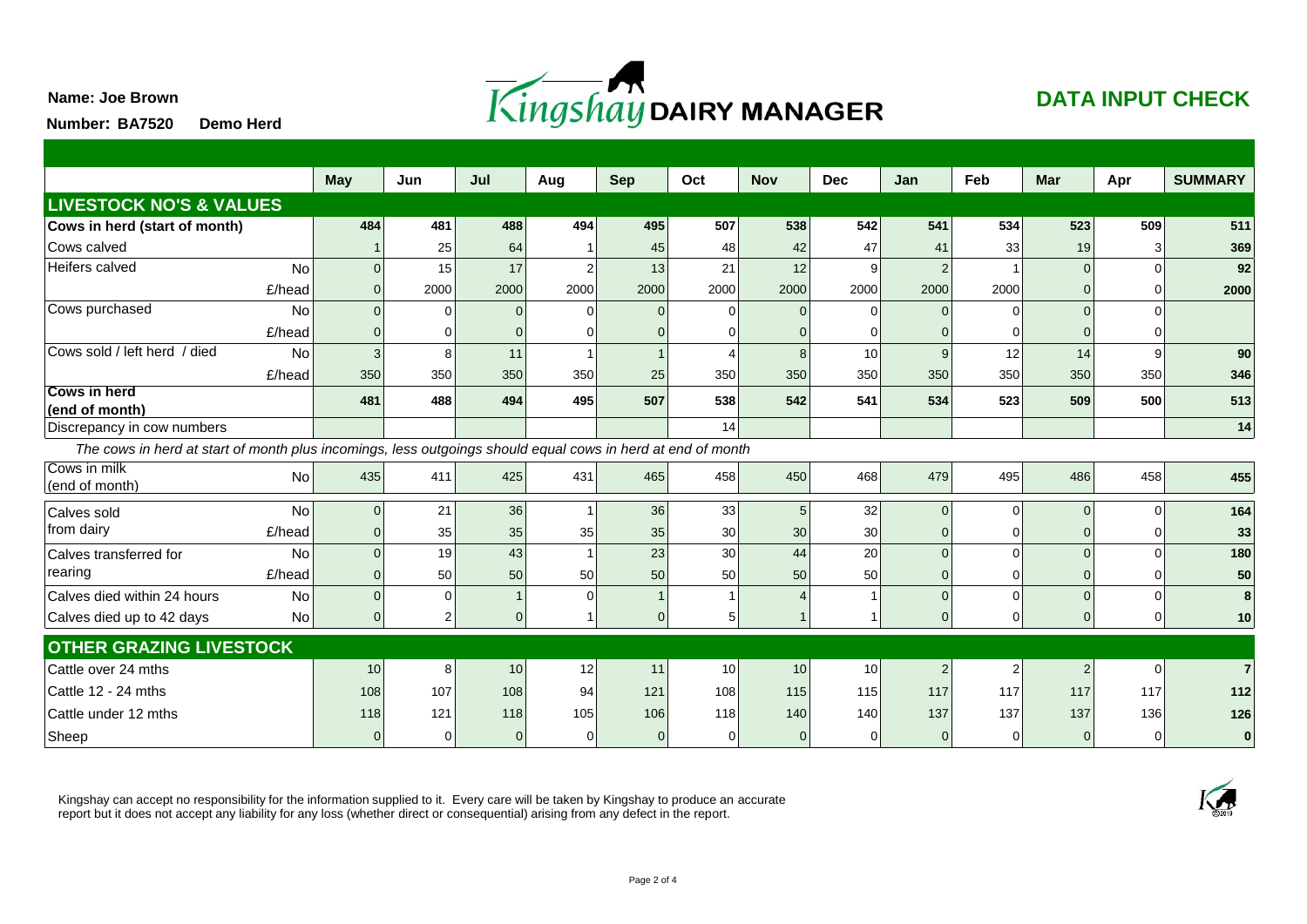Name: Joe Brown

Number: BA7520 Demo Herd

Kingshay DAIRY MANAGER

## DATA INPUT CHECK

| | | May | Jun | Jul | Aug | Sep | Oct | Nov | Dec | Jan | Feb | Mar | Apr | SUMMARY |
|---|---|---|---|---|---|---|---|---|---|---|---|---|---|---|
| **LIVESTOCK NO'S & VALUES** | | | | | | | | | | | | | | |
| **Cows in herd (start of month)** | | **484** | **481** | **488** | **494** | **495** | **507** | **538** | **542** | **541** | **534** | **523** | **509** | **511** |
| Cows calved | | 1 | 25 | 64 | 1 | 45 | 48 | 42 | 47 | 41 | 33 | 19 | 3 | **369** |
| Heifers calved | No | 0 | 15 | 17 | 2 | 13 | 21 | 12 | 9 | 2 | 1 | 0 | 0 | **92** |
| | £/head | 0 | 2000 | 2000 | 2000 | 2000 | 2000 | 2000 | 2000 | 2000 | 2000 | 0 | 0 | **2000** |
| Cows purchased | No | 0 | 0 | 0 | 0 | 0 | 0 | 0 | 0 | 0 | 0 | 0 | 0 | |
| | £/head | 0 | 0 | 0 | 0 | 0 | 0 | 0 | 0 | 0 | 0 | 0 | 0 | |
| Cows sold / left herd / died | No | 3 | 8 | 11 | 1 | 1 | 4 | 8 | 10 | 9 | 12 | 14 | 9 | **90** |
| | £/head | 350 | 350 | 350 | 350 | 25 | 350 | 350 | 350 | 350 | 350 | 350 | 350 | **346** |
| **Cows in herd (end of month)** | | **481** | **488** | **494** | **495** | **507** | **538** | **542** | **541** | **534** | **523** | **509** | **500** | **513** |
| Discrepancy in cow numbers | | | | | | | 14 | | | | | | | **14** |

*The cows in herd at start of month plus incomings, less outgoings should equal cows in herd at end of month*

| | | May | Jun | Jul | Aug | Sep | Oct | Nov | Dec | Jan | Feb | Mar | Apr | SUMMARY |
|---|---|---|---|---|---|---|---|---|---|---|---|---|---|---|
| Cows in milk (end of month) | No | 435 | 411 | 425 | 431 | 465 | 458 | 450 | 468 | 479 | 495 | 486 | 458 | **455** |
| Calves sold from dairy | No | 0 | 21 | 36 | 1 | 36 | 33 | 5 | 32 | 0 | 0 | 0 | 0 | **164** |
| | £/head | 0 | 35 | 35 | 35 | 35 | 30 | 30 | 30 | 0 | 0 | 0 | 0 | **33** |
| Calves transferred for rearing | No | 0 | 19 | 43 | 1 | 23 | 30 | 44 | 20 | 0 | 0 | 0 | 0 | **180** |
| | £/head | 0 | 50 | 50 | 50 | 50 | 50 | 50 | 50 | 0 | 0 | 0 | 0 | **50** |
| Calves died within 24 hours | No | 0 | 0 | 1 | 0 | 1 | 1 | 4 | 1 | 0 | 0 | 0 | 0 | **8** |
| Calves died up to 42 days | No | 0 | 2 | 0 | 1 | 0 | 5 | 1 | 1 | 0 | 0 | 0 | 0 | **10** |
| **OTHER GRAZING LIVESTOCK** | | | | | | | | | | | | | | |
| Cattle over 24 mths | | 10 | 8 | 10 | 12 | 11 | 10 | 10 | 10 | 2 | 2 | 2 | 0 | **7** |
| Cattle 12 - 24 mths | | 108 | 107 | 108 | 94 | 121 | 108 | 115 | 115 | 117 | 117 | 117 | 117 | **112** |
| Cattle under 12 mths | | 118 | 121 | 118 | 105 | 106 | 118 | 140 | 140 | 137 | 137 | 137 | 136 | **126** |
| Sheep | | 0 | 0 | 0 | 0 | 0 | 0 | 0 | 0 | 0 | 0 | 0 | 0 | **0** |

Kingshay can accept no responsibility for the information supplied to it. Every care will be taken by Kingshay to produce an accurate report but it does not accept any liability for any loss (whether direct or consequential) arising from any defect in the report.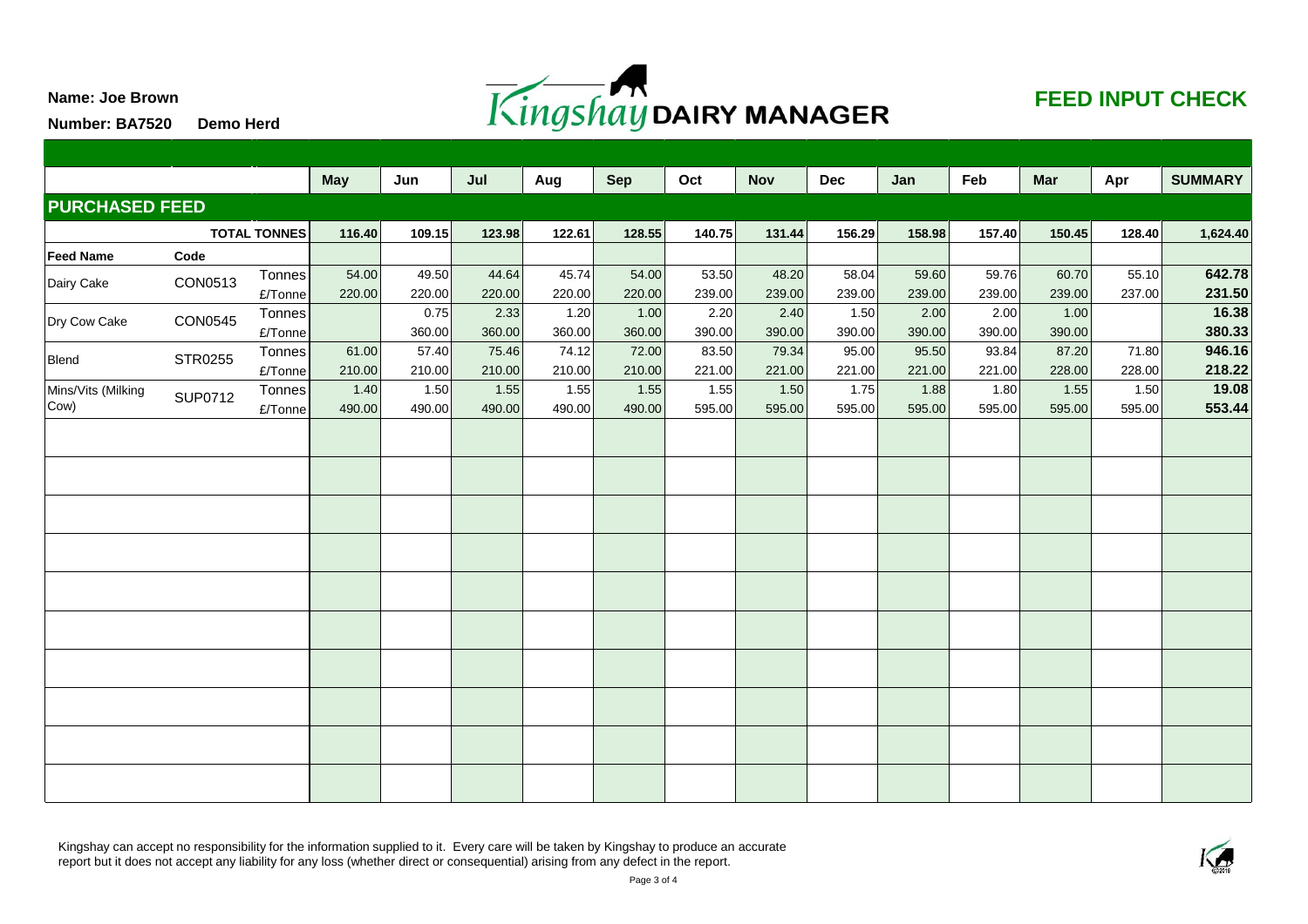Name: Joe Brown

Number: BA7520 Demo Herd

Kingshay DAIRY MANAGER

## FEED INPUT CHECK

| | | | May | Jun | Jul | Aug | Sep | Oct | Nov | Dec | Jan | Feb | Mar | Apr | SUMMARY |
|---|---|---|---|---|---|---|---|---|---|---|---|---|---|---|---|
| **PURCHASED FEED** | | | | | | | | | | | | | | | |
| | | **TOTAL TONNES** | **116.40** | **109.15** | **123.98** | **122.61** | **128.55** | **140.75** | **131.44** | **156.29** | **158.98** | **157.40** | **150.45** | **128.40** | **1,624.40** |
| **Feed Name** | **Code** | | | | | | | | | | | | | | |
| Dairy Cake | CON0513 | Tonnes | 54.00 | 49.50 | 44.64 | 45.74 | 54.00 | 53.50 | 48.20 | 58.04 | 59.60 | 59.76 | 60.70 | 55.10 | **642.78** |
| | | £/Tonne | 220.00 | 220.00 | 220.00 | 220.00 | 220.00 | 239.00 | 239.00 | 239.00 | 239.00 | 239.00 | 239.00 | 237.00 | **231.50** |
| Dry Cow Cake | CON0545 | Tonnes | | 0.75 | 2.33 | 1.20 | 1.00 | 2.20 | 2.40 | 1.50 | 2.00 | 2.00 | 1.00 | | **16.38** |
| | | £/Tonne | | 360.00 | 360.00 | 360.00 | 360.00 | 390.00 | 390.00 | 390.00 | 390.00 | 390.00 | 390.00 | | **380.33** |
| Blend | STR0255 | Tonnes | 61.00 | 57.40 | 75.46 | 74.12 | 72.00 | 83.50 | 79.34 | 95.00 | 95.50 | 93.84 | 87.20 | 71.80 | **946.16** |
| | | £/Tonne | 210.00 | 210.00 | 210.00 | 210.00 | 210.00 | 221.00 | 221.00 | 221.00 | 221.00 | 221.00 | 228.00 | 228.00 | **218.22** |
| Mins/Vits (Milking Cow) | SUP0712 | Tonnes | 1.40 | 1.50 | 1.55 | 1.55 | 1.55 | 1.55 | 1.50 | 1.75 | 1.88 | 1.80 | 1.55 | 1.50 | **19.08** |
| | | £/Tonne | 490.00 | 490.00 | 490.00 | 490.00 | 490.00 | 595.00 | 595.00 | 595.00 | 595.00 | 595.00 | 595.00 | 595.00 | **553.44** |

Kingshay can accept no responsibility for the information supplied to it. Every care will be taken by Kingshay to produce an accurate report but it does not accept any liability for any loss (whether direct or consequential) arising from any defect in the report.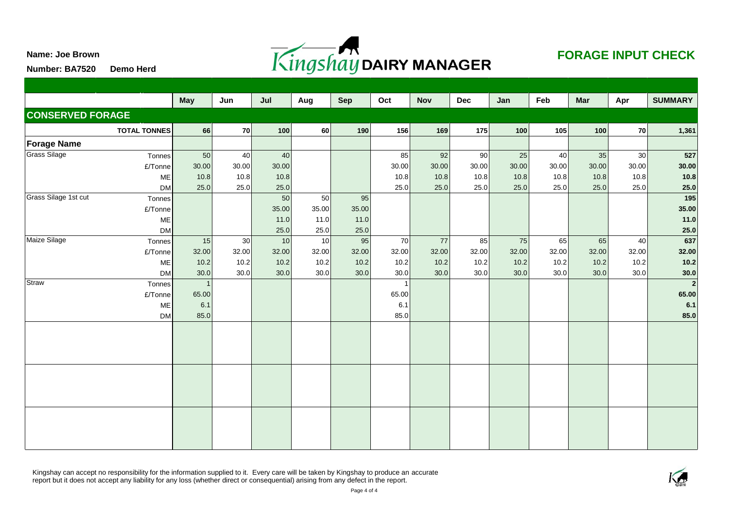Name: Joe Brown

Number: BA7520 Demo Herd

Kingshay DAIRY MANAGER

## FORAGE INPUT CHECK

| | | May | Jun | Jul | Aug | Sep | Oct | Nov | Dec | Jan | Feb | Mar | Apr | SUMMARY |
|---|---|---|---|---|---|---|---|---|---|---|---|---|---|---|
| **CONSERVED FORAGE** | | | | | | | | | | | | | | |
| | **TOTAL TONNES** | **66** | **70** | **100** | **60** | **190** | **156** | **169** | **175** | **100** | **105** | **100** | **70** | **1,361** |
| **Forage Name** | | | | | | | | | | | | | | |
| Grass Silage | Tonnes | 50 | 40 | 40 | | | 85 | 92 | 90 | 25 | 40 | 35 | 30 | **527** |
| | £/Tonne | 30.00 | 30.00 | 30.00 | | | 30.00 | 30.00 | 30.00 | 30.00 | 30.00 | 30.00 | 30.00 | **30.00** |
| | ME | 10.8 | 10.8 | 10.8 | | | 10.8 | 10.8 | 10.8 | 10.8 | 10.8 | 10.8 | 10.8 | **10.8** |
| | DM | 25.0 | 25.0 | 25.0 | | | 25.0 | 25.0 | 25.0 | 25.0 | 25.0 | 25.0 | 25.0 | **25.0** |
| Grass Silage 1st cut | Tonnes | | | 50 | 50 | 95 | | | | | | | | **195** |
| | £/Tonne | | | 35.00 | 35.00 | 35.00 | | | | | | | | **35.00** |
| | ME | | | 11.0 | 11.0 | 11.0 | | | | | | | | **11.0** |
| | DM | | | 25.0 | 25.0 | 25.0 | | | | | | | | **25.0** |
| Maize Silage | Tonnes | 15 | 30 | 10 | 10 | 95 | 70 | 77 | 85 | 75 | 65 | 65 | 40 | **637** |
| | £/Tonne | 32.00 | 32.00 | 32.00 | 32.00 | 32.00 | 32.00 | 32.00 | 32.00 | 32.00 | 32.00 | 32.00 | 32.00 | **32.00** |
| | ME | 10.2 | 10.2 | 10.2 | 10.2 | 10.2 | 10.2 | 10.2 | 10.2 | 10.2 | 10.2 | 10.2 | 10.2 | **10.2** |
| | DM | 30.0 | 30.0 | 30.0 | 30.0 | 30.0 | 30.0 | 30.0 | 30.0 | 30.0 | 30.0 | 30.0 | 30.0 | **30.0** |
| Straw | Tonnes | 1 | | | | | 1 | | | | | | | **2** |
| | £/Tonne | 65.00 | | | | | 65.00 | | | | | | | **65.00** |
| | ME | 6.1 | | | | | 6.1 | | | | | | | **6.1** |
| | DM | 85.0 | | | | | 85.0 | | | | | | | **85.0** |

Kingshay can accept no responsibility for the information supplied to it. Every care will be taken by Kingshay to produce an accurate report but it does not accept any liability for any loss (whether direct or consequential) arising from any defect in the report.